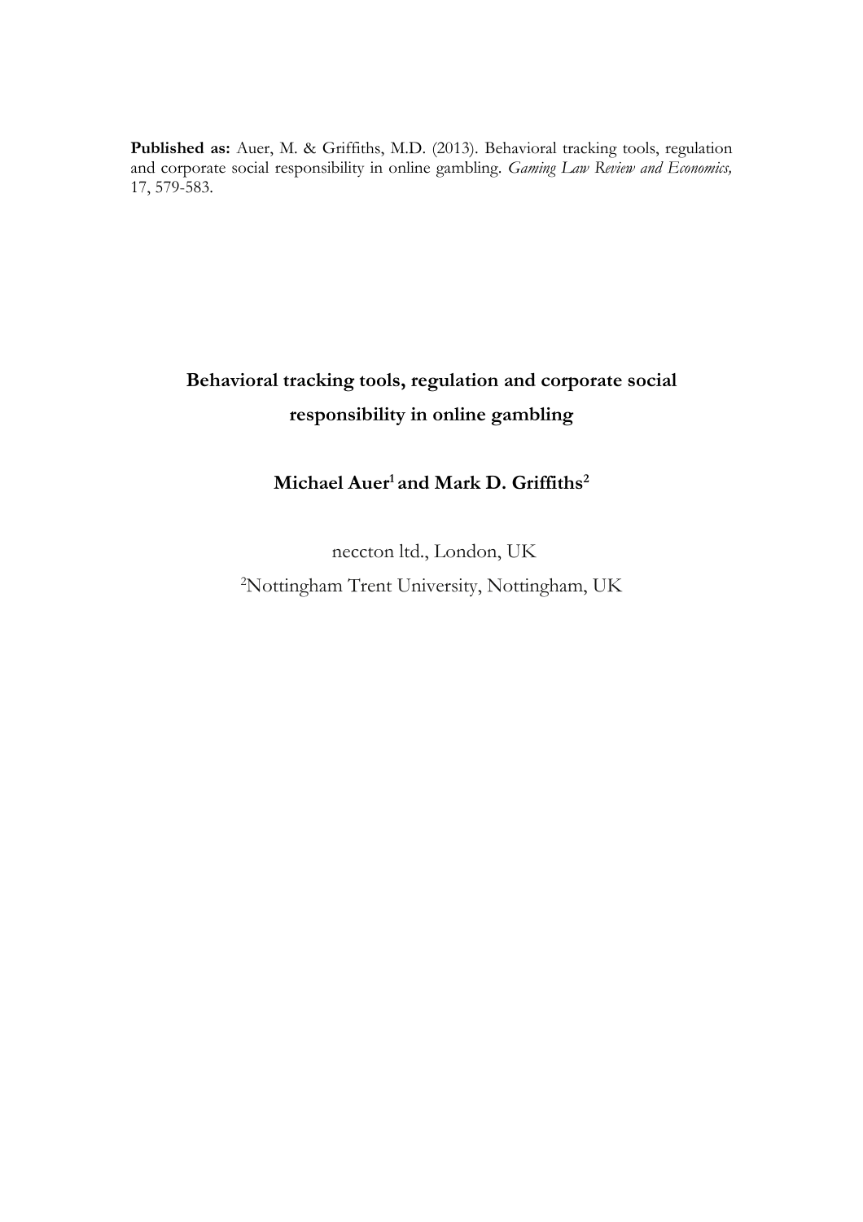**Published as:** Auer, M. & Griffiths, M.D. (2013). Behavioral tracking tools, regulation and corporate social responsibility in online gambling. *Gaming Law Review and Economics,* 17, 579-583.

# Behavioral tracking tools, regulation and corporate social responsibility in online gambling

**Michael Auer[1] and Mark D. Griffiths[2]**

neccton ltd., London, UK

[2]Nottingham Trent University, Nottingham, UK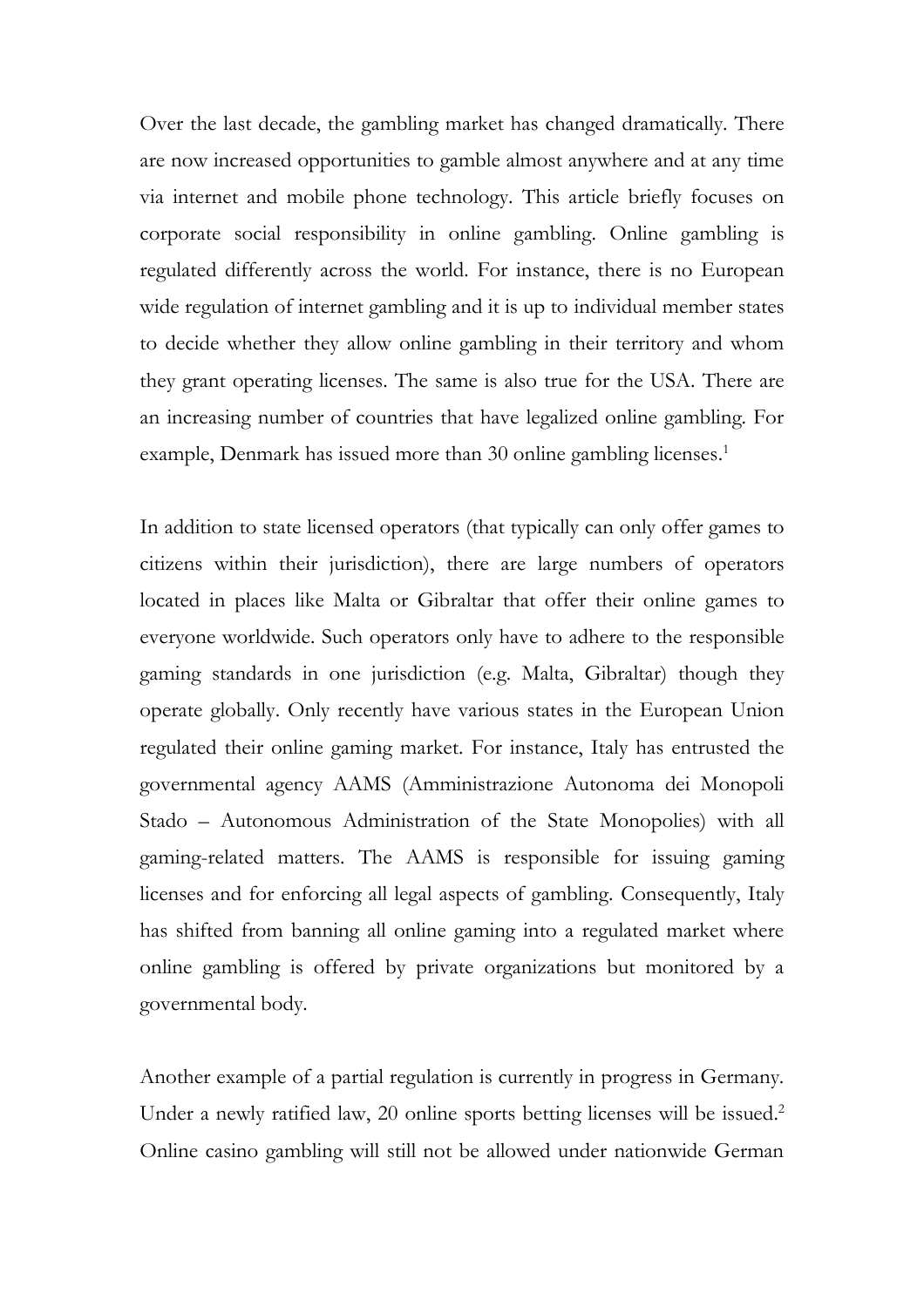Over the last decade, the gambling market has changed dramatically. There are now increased opportunities to gamble almost anywhere and at any time via internet and mobile phone technology. This article briefly focuses on corporate social responsibility in online gambling. Online gambling is regulated differently across the world. For instance, there is no European wide regulation of internet gambling and it is up to individual member states to decide whether they allow online gambling in their territory and whom they grant operating licenses. The same is also true for the USA. There are an increasing number of countries that have legalized online gambling. For example, Denmark has issued more than 30 online gambling licenses.[1]

In addition to state licensed operators (that typically can only offer games to citizens within their jurisdiction), there are large numbers of operators located in places like Malta or Gibraltar that offer their online games to everyone worldwide. Such operators only have to adhere to the responsible gaming standards in one jurisdiction (e.g. Malta, Gibraltar) though they operate globally. Only recently have various states in the European Union regulated their online gaming market. For instance, Italy has entrusted the governmental agency AAMS (Amministrazione Autonoma dei Monopoli Stado – Autonomous Administration of the State Monopolies) with all gaming-related matters. The AAMS is responsible for issuing gaming licenses and for enforcing all legal aspects of gambling. Consequently, Italy has shifted from banning all online gaming into a regulated market where online gambling is offered by private organizations but monitored by a governmental body.

Another example of a partial regulation is currently in progress in Germany. Under a newly ratified law, 20 online sports betting licenses will be issued.[2] Online casino gambling will still not be allowed under nationwide German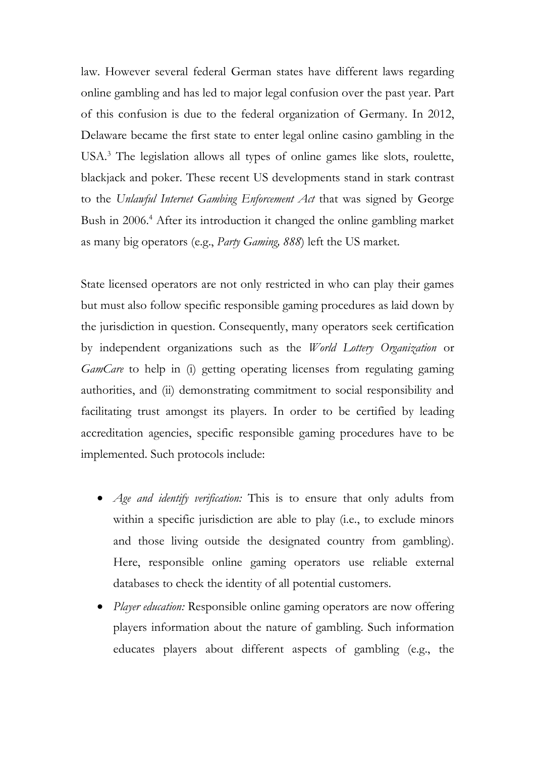law. However several federal German states have different laws regarding online gambling and has led to major legal confusion over the past year. Part of this confusion is due to the federal organization of Germany. In 2012, Delaware became the first state to enter legal online casino gambling in the USA.[3] The legislation allows all types of online games like slots, roulette, blackjack and poker. These recent US developments stand in stark contrast to the *Unlawful Internet Gambing Enforcement Act* that was signed by George Bush in 2006.[4] After its introduction it changed the online gambling market as many big operators (e.g., *Party Gaming, 888*) left the US market.

State licensed operators are not only restricted in who can play their games but must also follow specific responsible gaming procedures as laid down by the jurisdiction in question. Consequently, many operators seek certification by independent organizations such as the *World Lottery Organization* or *GamCare* to help in (i) getting operating licenses from regulating gaming authorities, and (ii) demonstrating commitment to social responsibility and facilitating trust amongst its players. In order to be certified by leading accreditation agencies, specific responsible gaming procedures have to be implemented. Such protocols include:

- *Age and identify verification:* This is to ensure that only adults from within a specific jurisdiction are able to play (i.e., to exclude minors and those living outside the designated country from gambling). Here, responsible online gaming operators use reliable external databases to check the identity of all potential customers.
- *Player education:* Responsible online gaming operators are now offering players information about the nature of gambling. Such information educates players about different aspects of gambling (e.g., the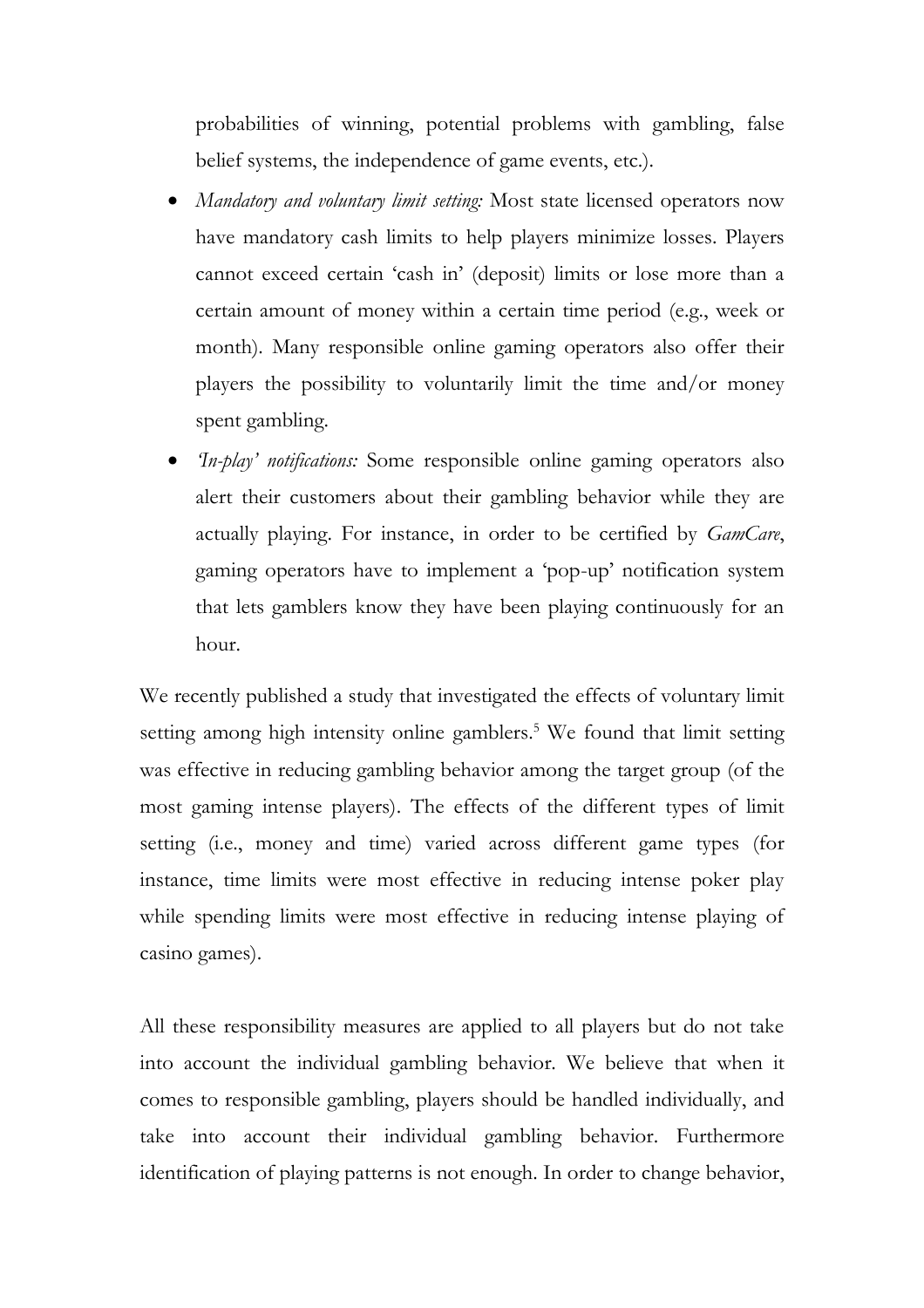probabilities of winning, potential problems with gambling, false belief systems, the independence of game events, etc.).

- *Mandatory and voluntary limit setting:* Most state licensed operators now have mandatory cash limits to help players minimize losses. Players cannot exceed certain 'cash in' (deposit) limits or lose more than a certain amount of money within a certain time period (e.g., week or month). Many responsible online gaming operators also offer their players the possibility to voluntarily limit the time and/or money spent gambling.
- *'In-play' notifications:* Some responsible online gaming operators also alert their customers about their gambling behavior while they are actually playing. For instance, in order to be certified by *GamCare*, gaming operators have to implement a 'pop-up' notification system that lets gamblers know they have been playing continuously for an hour.

We recently published a study that investigated the effects of voluntary limit setting among high intensity online gamblers.[5] We found that limit setting was effective in reducing gambling behavior among the target group (of the most gaming intense players). The effects of the different types of limit setting (i.e., money and time) varied across different game types (for instance, time limits were most effective in reducing intense poker play while spending limits were most effective in reducing intense playing of casino games).

All these responsibility measures are applied to all players but do not take into account the individual gambling behavior. We believe that when it comes to responsible gambling, players should be handled individually, and take into account their individual gambling behavior. Furthermore identification of playing patterns is not enough. In order to change behavior,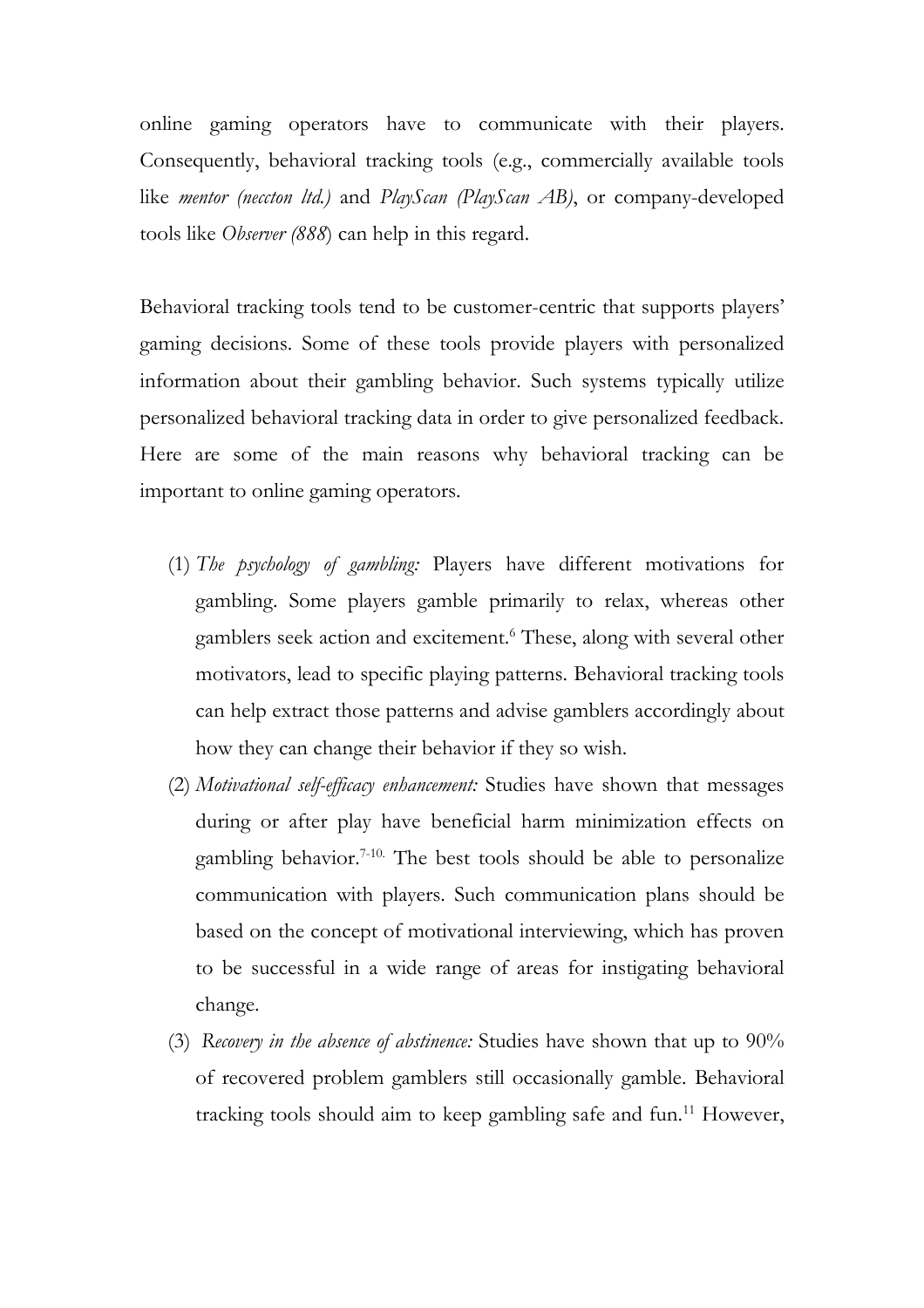online gaming operators have to communicate with their players. Consequently, behavioral tracking tools (e.g., commercially available tools like *mentor (neccton ltd.)* and *PlayScan (PlayScan AB)*, or company-developed tools like *Observer (888*) can help in this regard.

Behavioral tracking tools tend to be customer-centric that supports players' gaming decisions. Some of these tools provide players with personalized information about their gambling behavior. Such systems typically utilize personalized behavioral tracking data in order to give personalized feedback. Here are some of the main reasons why behavioral tracking can be important to online gaming operators.

(1) *The psychology of gambling:* Players have different motivations for gambling. Some players gamble primarily to relax, whereas other gamblers seek action and excitement.[6] These, along with several other motivators, lead to specific playing patterns. Behavioral tracking tools can help extract those patterns and advise gamblers accordingly about how they can change their behavior if they so wish.

(2) *Motivational self-efficacy enhancement:* Studies have shown that messages during or after play have beneficial harm minimization effects on gambling behavior.[7-10] The best tools should be able to personalize communication with players. Such communication plans should be based on the concept of motivational interviewing, which has proven to be successful in a wide range of areas for instigating behavioral change.

(3) *Recovery in the absence of abstinence:* Studies have shown that up to 90% of recovered problem gamblers still occasionally gamble. Behavioral tracking tools should aim to keep gambling safe and fun.[11] However,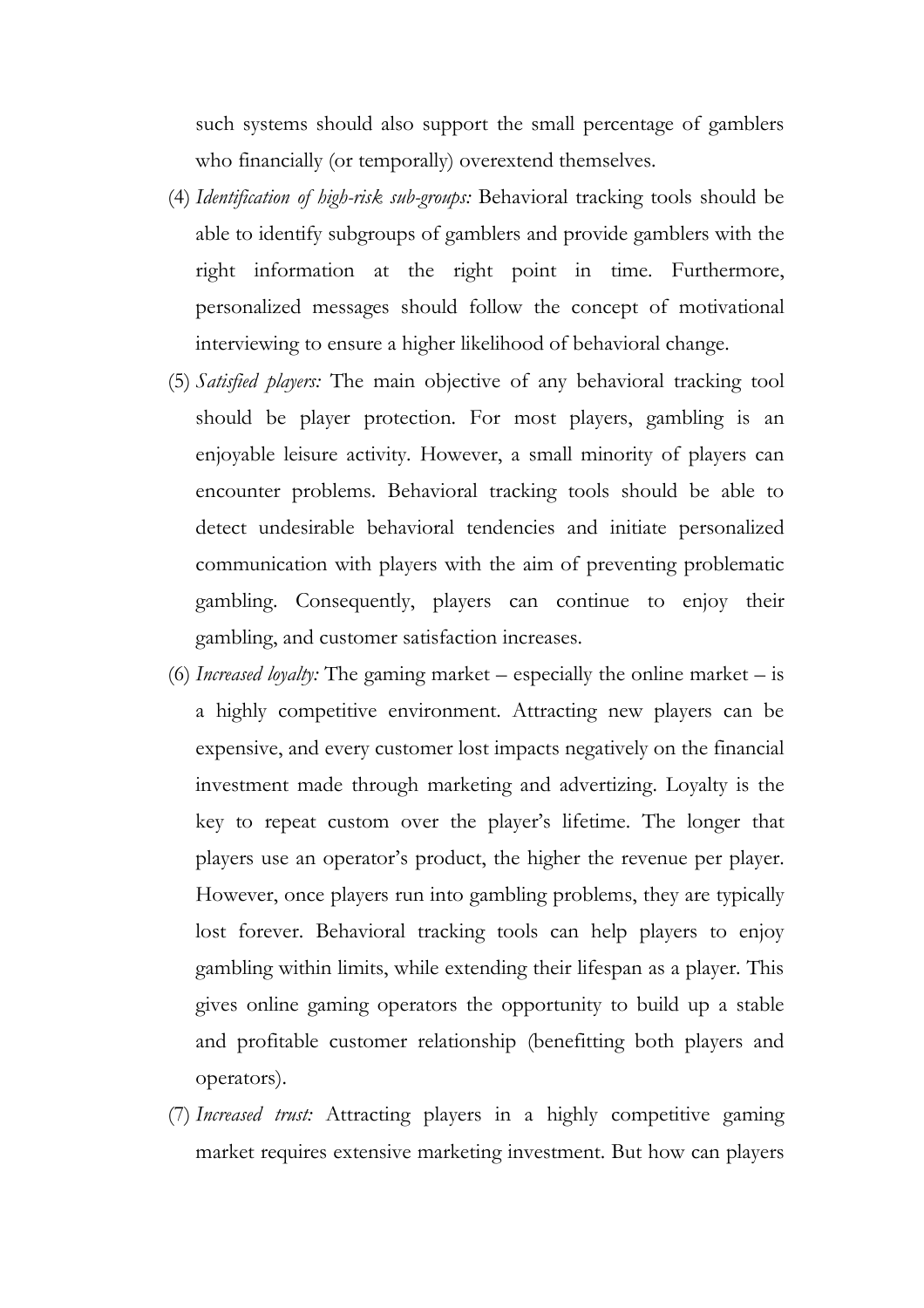such systems should also support the small percentage of gamblers who financially (or temporally) overextend themselves.

(4) *Identification of high-risk sub-groups:* Behavioral tracking tools should be able to identify subgroups of gamblers and provide gamblers with the right information at the right point in time. Furthermore, personalized messages should follow the concept of motivational interviewing to ensure a higher likelihood of behavioral change.

(5) *Satisfied players:* The main objective of any behavioral tracking tool should be player protection. For most players, gambling is an enjoyable leisure activity. However, a small minority of players can encounter problems. Behavioral tracking tools should be able to detect undesirable behavioral tendencies and initiate personalized communication with players with the aim of preventing problematic gambling. Consequently, players can continue to enjoy their gambling, and customer satisfaction increases.

(6) *Increased loyalty:* The gaming market – especially the online market – is a highly competitive environment. Attracting new players can be expensive, and every customer lost impacts negatively on the financial investment made through marketing and advertizing. Loyalty is the key to repeat custom over the player's lifetime. The longer that players use an operator's product, the higher the revenue per player. However, once players run into gambling problems, they are typically lost forever. Behavioral tracking tools can help players to enjoy gambling within limits, while extending their lifespan as a player. This gives online gaming operators the opportunity to build up a stable and profitable customer relationship (benefitting both players and operators).

(7) *Increased trust:* Attracting players in a highly competitive gaming market requires extensive marketing investment. But how can players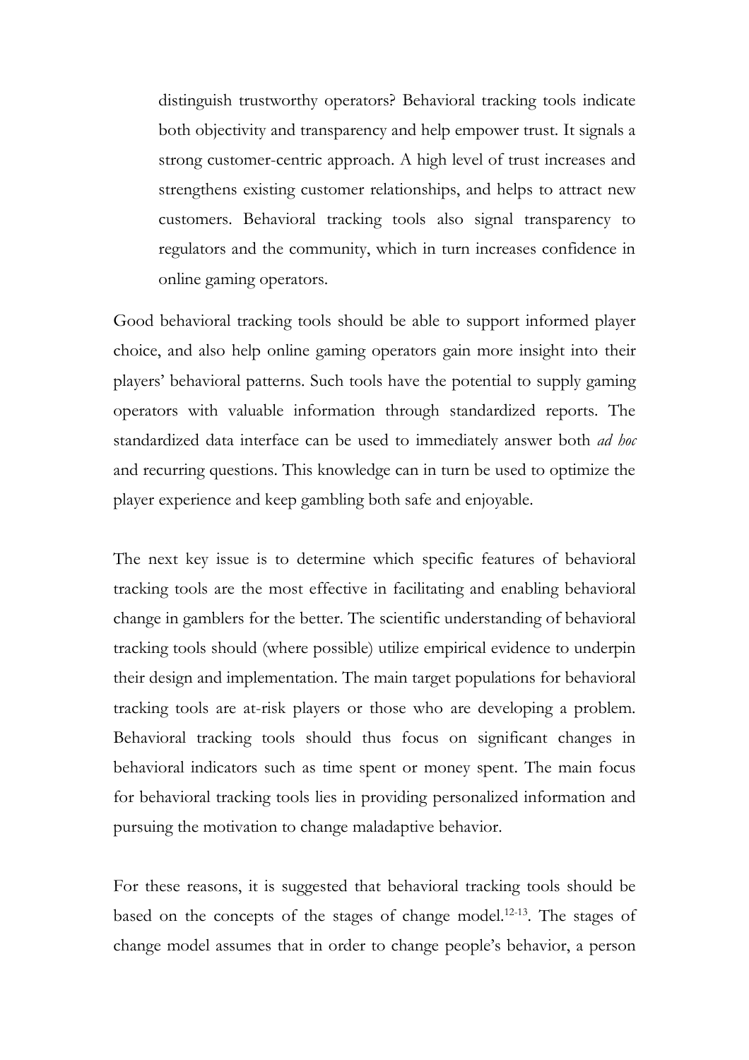distinguish trustworthy operators? Behavioral tracking tools indicate both objectivity and transparency and help empower trust. It signals a strong customer-centric approach. A high level of trust increases and strengthens existing customer relationships, and helps to attract new customers. Behavioral tracking tools also signal transparency to regulators and the community, which in turn increases confidence in online gaming operators.

Good behavioral tracking tools should be able to support informed player choice, and also help online gaming operators gain more insight into their players' behavioral patterns. Such tools have the potential to supply gaming operators with valuable information through standardized reports. The standardized data interface can be used to immediately answer both *ad hoc* and recurring questions. This knowledge can in turn be used to optimize the player experience and keep gambling both safe and enjoyable.

The next key issue is to determine which specific features of behavioral tracking tools are the most effective in facilitating and enabling behavioral change in gamblers for the better. The scientific understanding of behavioral tracking tools should (where possible) utilize empirical evidence to underpin their design and implementation. The main target populations for behavioral tracking tools are at-risk players or those who are developing a problem. Behavioral tracking tools should thus focus on significant changes in behavioral indicators such as time spent or money spent. The main focus for behavioral tracking tools lies in providing personalized information and pursuing the motivation to change maladaptive behavior.

For these reasons, it is suggested that behavioral tracking tools should be based on the concepts of the stages of change model.[12-13]. The stages of change model assumes that in order to change people's behavior, a person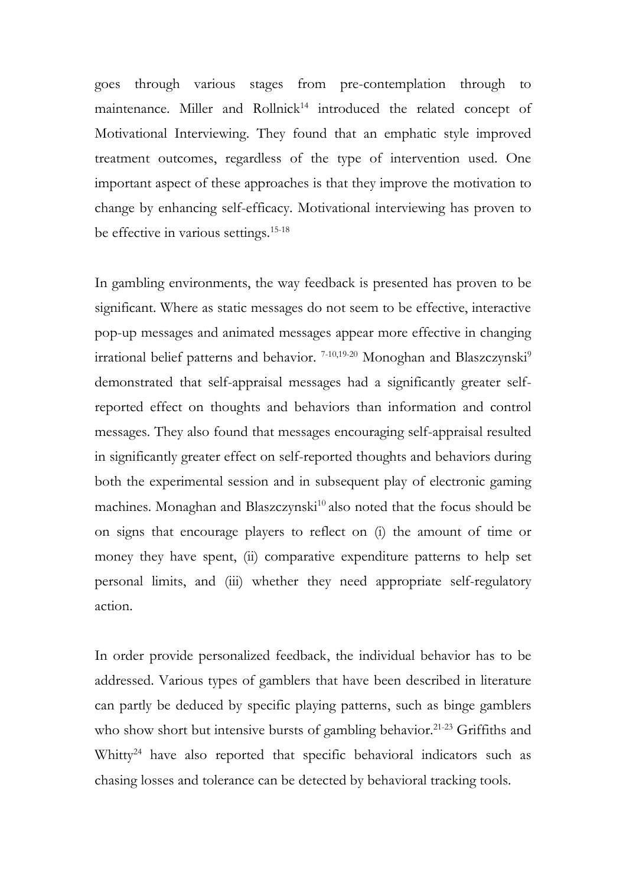goes through various stages from pre-contemplation through to maintenance. Miller and Rollnick[14] introduced the related concept of Motivational Interviewing. They found that an emphatic style improved treatment outcomes, regardless of the type of intervention used. One important aspect of these approaches is that they improve the motivation to change by enhancing self-efficacy. Motivational interviewing has proven to be effective in various settings.[15-18]

In gambling environments, the way feedback is presented has proven to be significant. Where as static messages do not seem to be effective, interactive pop-up messages and animated messages appear more effective in changing irrational belief patterns and behavior. [7-10,19-20] Monoghan and Blaszczynski[9] demonstrated that self-appraisal messages had a significantly greater self-reported effect on thoughts and behaviors than information and control messages. They also found that messages encouraging self-appraisal resulted in significantly greater effect on self-reported thoughts and behaviors during both the experimental session and in subsequent play of electronic gaming machines. Monaghan and Blaszczynski[10] also noted that the focus should be on signs that encourage players to reflect on (i) the amount of time or money they have spent, (ii) comparative expenditure patterns to help set personal limits, and (iii) whether they need appropriate self-regulatory action.

In order provide personalized feedback, the individual behavior has to be addressed. Various types of gamblers that have been described in literature can partly be deduced by specific playing patterns, such as binge gamblers who show short but intensive bursts of gambling behavior.[21-23] Griffiths and Whitty[24] have also reported that specific behavioral indicators such as chasing losses and tolerance can be detected by behavioral tracking tools.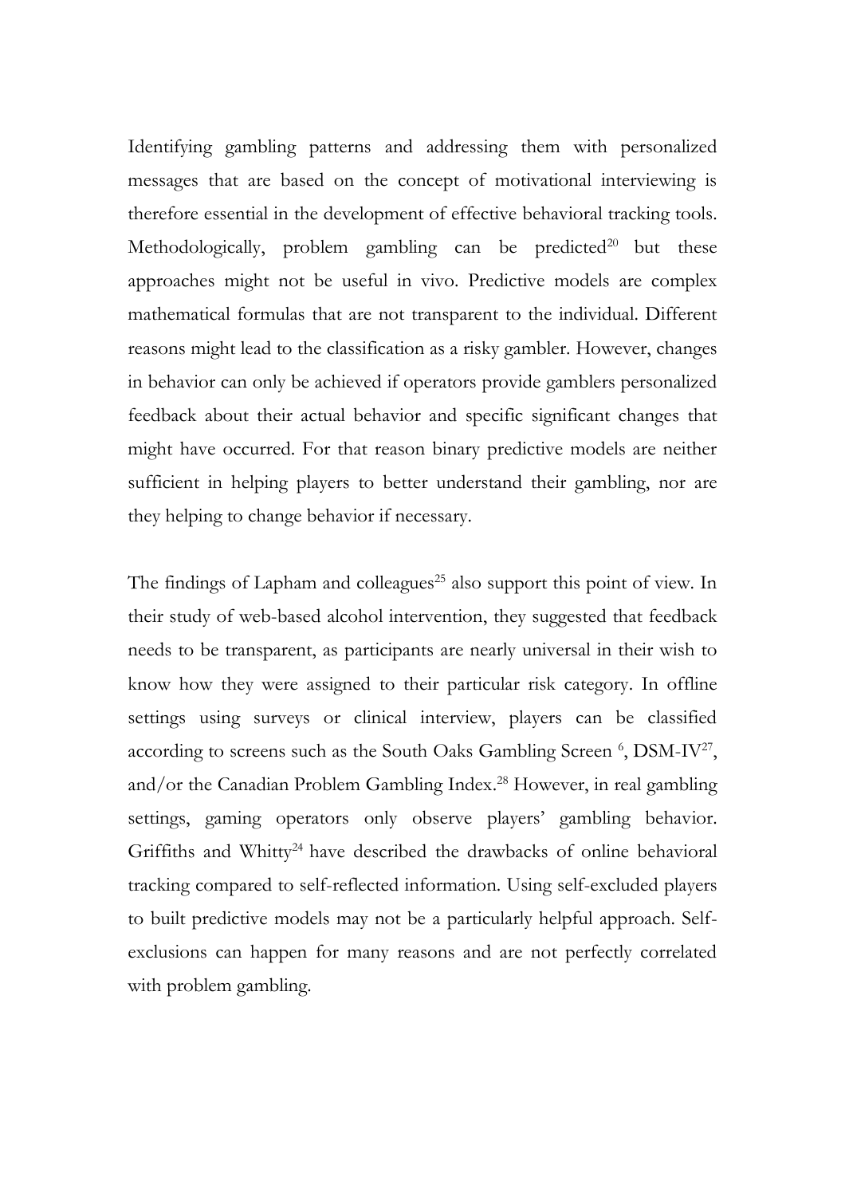Identifying gambling patterns and addressing them with personalized messages that are based on the concept of motivational interviewing is therefore essential in the development of effective behavioral tracking tools. Methodologically, problem gambling can be predicted[20] but these approaches might not be useful in vivo. Predictive models are complex mathematical formulas that are not transparent to the individual. Different reasons might lead to the classification as a risky gambler. However, changes in behavior can only be achieved if operators provide gamblers personalized feedback about their actual behavior and specific significant changes that might have occurred. For that reason binary predictive models are neither sufficient in helping players to better understand their gambling, nor are they helping to change behavior if necessary.

The findings of Lapham and colleagues[25] also support this point of view. In their study of web-based alcohol intervention, they suggested that feedback needs to be transparent, as participants are nearly universal in their wish to know how they were assigned to their particular risk category. In offline settings using surveys or clinical interview, players can be classified according to screens such as the South Oaks Gambling Screen [6], DSM-IV[27], and/or the Canadian Problem Gambling Index.[28] However, in real gambling settings, gaming operators only observe players' gambling behavior. Griffiths and Whitty[24] have described the drawbacks of online behavioral tracking compared to self-reflected information. Using self-excluded players to built predictive models may not be a particularly helpful approach. Self-exclusions can happen for many reasons and are not perfectly correlated with problem gambling.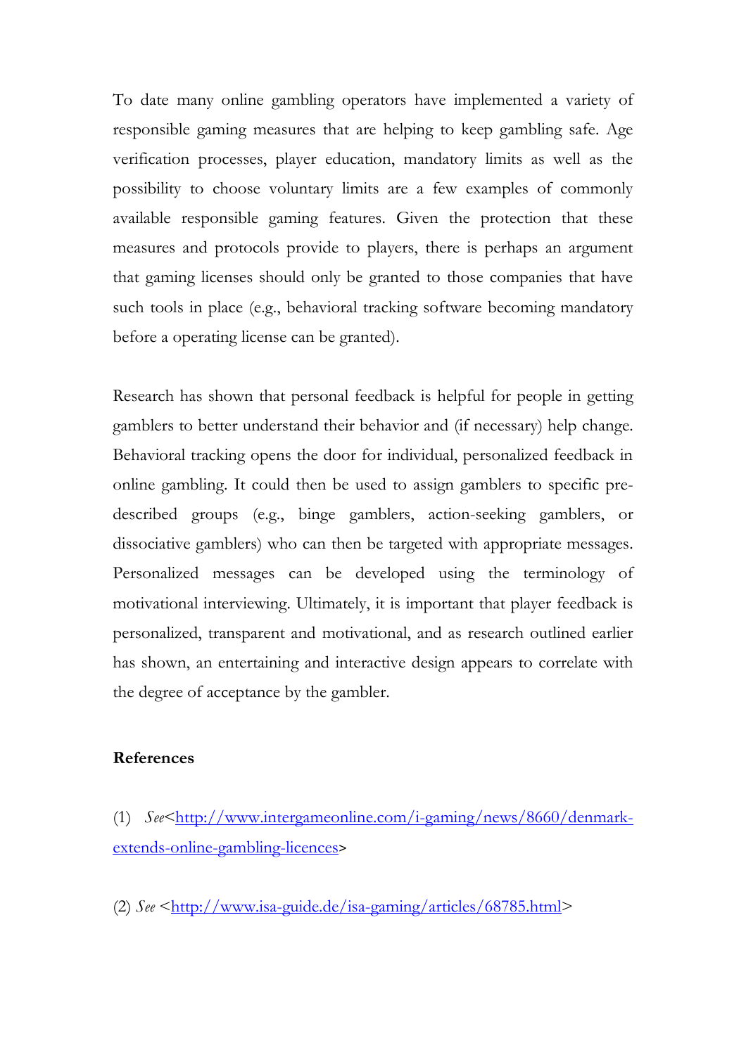To date many online gambling operators have implemented a variety of responsible gaming measures that are helping to keep gambling safe. Age verification processes, player education, mandatory limits as well as the possibility to choose voluntary limits are a few examples of commonly available responsible gaming features. Given the protection that these measures and protocols provide to players, there is perhaps an argument that gaming licenses should only be granted to those companies that have such tools in place (e.g., behavioral tracking software becoming mandatory before a operating license can be granted).

Research has shown that personal feedback is helpful for people in getting gamblers to better understand their behavior and (if necessary) help change. Behavioral tracking opens the door for individual, personalized feedback in online gambling. It could then be used to assign gamblers to specific pre-described groups (e.g., binge gamblers, action-seeking gamblers, or dissociative gamblers) who can then be targeted with appropriate messages. Personalized messages can be developed using the terminology of motivational interviewing. Ultimately, it is important that player feedback is personalized, transparent and motivational, and as research outlined earlier has shown, an entertaining and interactive design appears to correlate with the degree of acceptance by the gambler.

**References**

(1) *See*<http://www.intergameonline.com/i-gaming/news/8660/denmark-extends-online-gambling-licences>

(2) *See* <http://www.isa-guide.de/isa-gaming/articles/68785.html>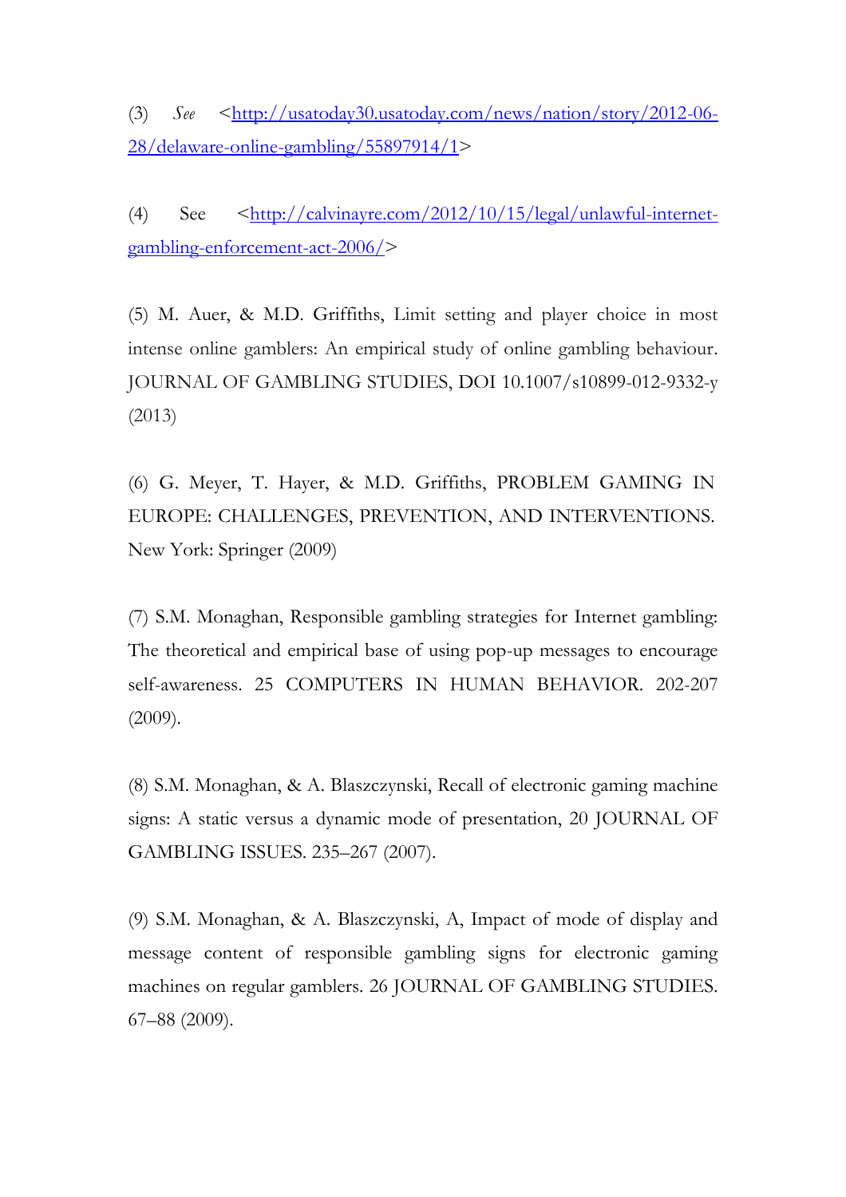(3) *See* <http://usatoday30.usatoday.com/news/nation/story/2012-06-28/delaware-online-gambling/55897914/1>

(4) See <http://calvinayre.com/2012/10/15/legal/unlawful-internet-gambling-enforcement-act-2006/>

(5) M. Auer, & M.D. Griffiths, Limit setting and player choice in most intense online gamblers: An empirical study of online gambling behaviour. JOURNAL OF GAMBLING STUDIES, DOI 10.1007/s10899-012-9332-y (2013)

(6) G. Meyer, T. Hayer, & M.D. Griffiths, PROBLEM GAMING IN EUROPE: CHALLENGES, PREVENTION, AND INTERVENTIONS. New York: Springer (2009)

(7) S.M. Monaghan, Responsible gambling strategies for Internet gambling: The theoretical and empirical base of using pop-up messages to encourage self-awareness. 25 COMPUTERS IN HUMAN BEHAVIOR. 202-207 (2009).

(8) S.M. Monaghan, & A. Blaszczynski, Recall of electronic gaming machine signs: A static versus a dynamic mode of presentation, 20 JOURNAL OF GAMBLING ISSUES. 235–267 (2007).

(9) S.M. Monaghan, & A. Blaszczynski, A, Impact of mode of display and message content of responsible gambling signs for electronic gaming machines on regular gamblers. 26 JOURNAL OF GAMBLING STUDIES. 67–88 (2009).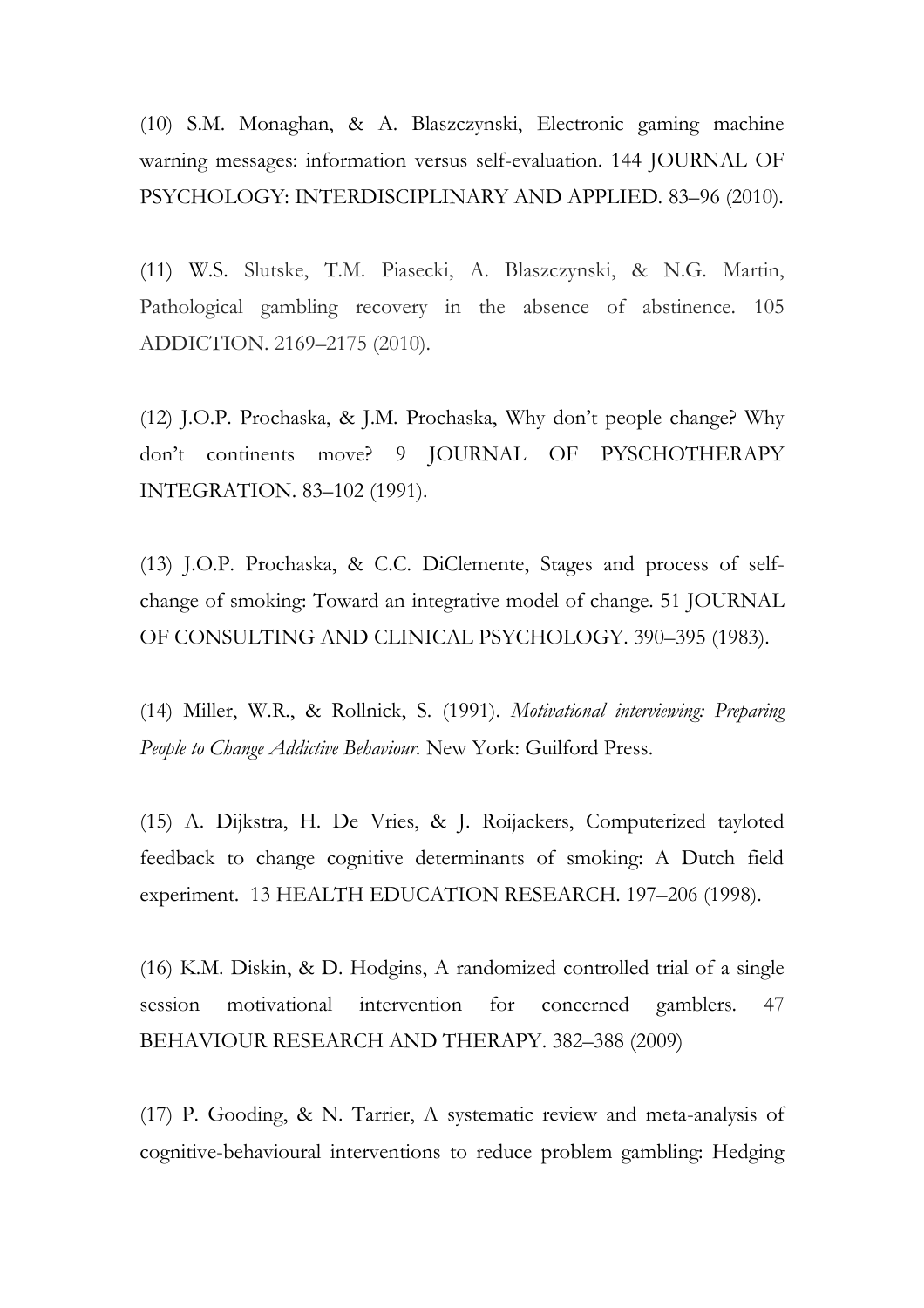(10) S.M. Monaghan, & A. Blaszczynski, Electronic gaming machine warning messages: information versus self-evaluation. 144 JOURNAL OF PSYCHOLOGY: INTERDISCIPLINARY AND APPLIED. 83–96 (2010).

(11) W.S. Slutske, T.M. Piasecki, A. Blaszczynski, & N.G. Martin, Pathological gambling recovery in the absence of abstinence. 105 ADDICTION. 2169–2175 (2010).

(12) J.O.P. Prochaska, & J.M. Prochaska, Why don't people change? Why don't continents move? 9 JOURNAL OF PYSCHOTHERAPY INTEGRATION. 83–102 (1991).

(13) J.O.P. Prochaska, & C.C. DiClemente, Stages and process of self-change of smoking: Toward an integrative model of change. 51 JOURNAL OF CONSULTING AND CLINICAL PSYCHOLOGY. 390–395 (1983).

(14) Miller, W.R., & Rollnick, S. (1991). *Motivational interviewing: Preparing People to Change Addictive Behaviour*. New York: Guilford Press.

(15) A. Dijkstra, H. De Vries, & J. Roijackers, Computerized tayloted feedback to change cognitive determinants of smoking: A Dutch field experiment. 13 HEALTH EDUCATION RESEARCH. 197–206 (1998).

(16) K.M. Diskin, & D. Hodgins, A randomized controlled trial of a single session motivational intervention for concerned gamblers. 47 BEHAVIOUR RESEARCH AND THERAPY. 382–388 (2009)

(17) P. Gooding, & N. Tarrier, A systematic review and meta-analysis of cognitive-behavioural interventions to reduce problem gambling: Hedging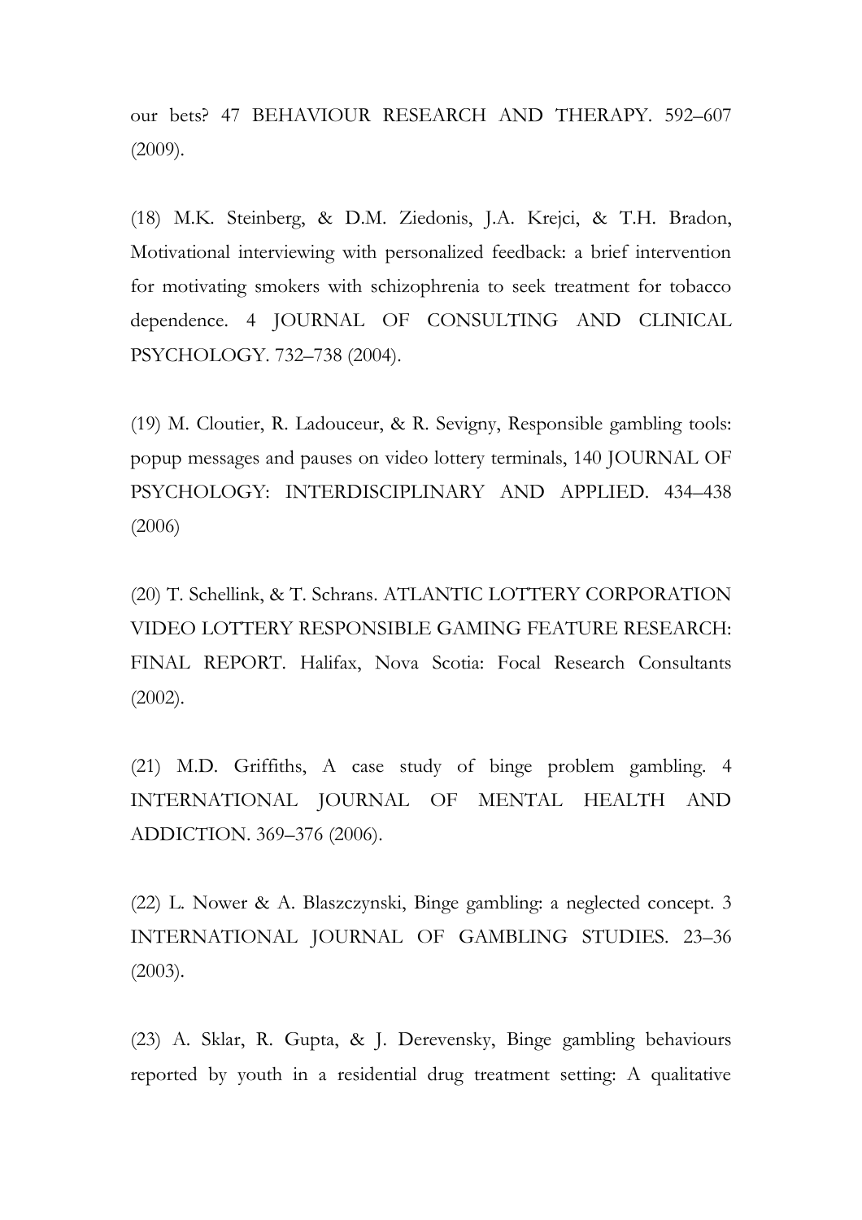our bets? 47 BEHAVIOUR RESEARCH AND THERAPY. 592–607 (2009).

(18) M.K. Steinberg, & D.M. Ziedonis, J.A. Krejci, & T.H. Bradon, Motivational interviewing with personalized feedback: a brief intervention for motivating smokers with schizophrenia to seek treatment for tobacco dependence. 4 JOURNAL OF CONSULTING AND CLINICAL PSYCHOLOGY. 732–738 (2004).

(19) M. Cloutier, R. Ladouceur, & R. Sevigny, Responsible gambling tools: popup messages and pauses on video lottery terminals, 140 JOURNAL OF PSYCHOLOGY: INTERDISCIPLINARY AND APPLIED. 434–438 (2006)

(20) T. Schellink, & T. Schrans. ATLANTIC LOTTERY CORPORATION VIDEO LOTTERY RESPONSIBLE GAMING FEATURE RESEARCH: FINAL REPORT. Halifax, Nova Scotia: Focal Research Consultants (2002).

(21) M.D. Griffiths, A case study of binge problem gambling. 4 INTERNATIONAL JOURNAL OF MENTAL HEALTH AND ADDICTION. 369–376 (2006).

(22) L. Nower & A. Blaszczynski, Binge gambling: a neglected concept. 3 INTERNATIONAL JOURNAL OF GAMBLING STUDIES. 23–36 (2003).

(23) A. Sklar, R. Gupta, & J. Derevensky, Binge gambling behaviours reported by youth in a residential drug treatment setting: A qualitative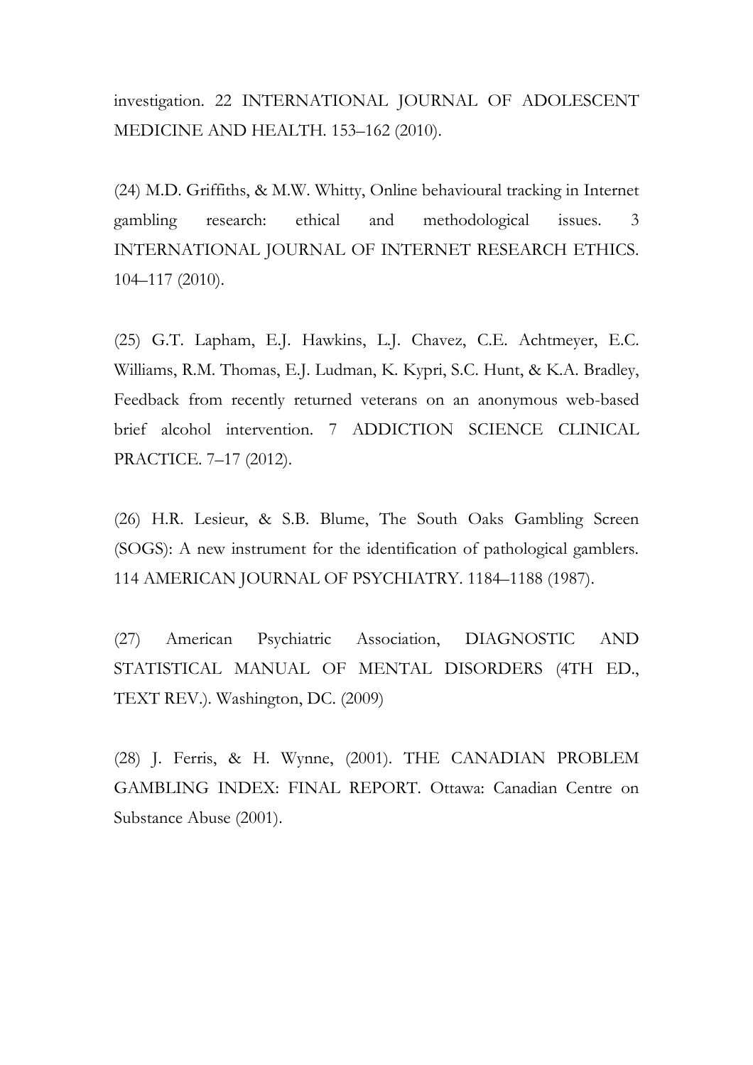investigation. 22 INTERNATIONAL JOURNAL OF ADOLESCENT MEDICINE AND HEALTH. 153–162 (2010).

(24) M.D. Griffiths, & M.W. Whitty, Online behavioural tracking in Internet gambling research: ethical and methodological issues. 3 INTERNATIONAL JOURNAL OF INTERNET RESEARCH ETHICS. 104–117 (2010).

(25) G.T. Lapham, E.J. Hawkins, L.J. Chavez, C.E. Achtmeyer, E.C. Williams, R.M. Thomas, E.J. Ludman, K. Kypri, S.C. Hunt, & K.A. Bradley, Feedback from recently returned veterans on an anonymous web-based brief alcohol intervention. 7 ADDICTION SCIENCE CLINICAL PRACTICE. 7–17 (2012).

(26) H.R. Lesieur, & S.B. Blume, The South Oaks Gambling Screen (SOGS): A new instrument for the identification of pathological gamblers. 114 AMERICAN JOURNAL OF PSYCHIATRY. 1184–1188 (1987).

(27) American Psychiatric Association, DIAGNOSTIC AND STATISTICAL MANUAL OF MENTAL DISORDERS (4TH ED., TEXT REV.). Washington, DC. (2009)

(28) J. Ferris, & H. Wynne, (2001). THE CANADIAN PROBLEM GAMBLING INDEX: FINAL REPORT. Ottawa: Canadian Centre on Substance Abuse (2001).